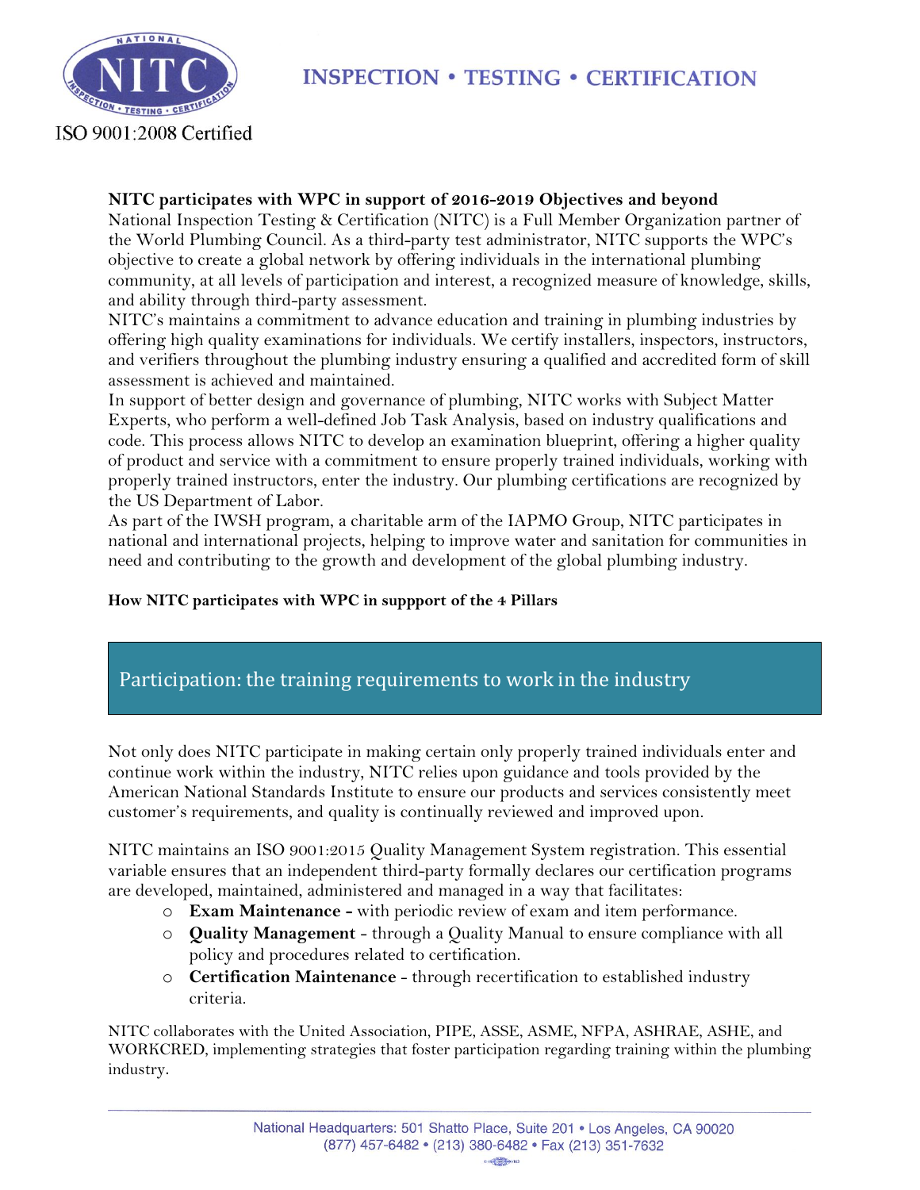INSPECTION • TESTING • CERTIFICATION

ISO 9001:2008 Certified

**NITC participates with WPC in support of 2016-2019 Objectives and beyond**

National Inspection Testing & Certification (NITC) is a Full Member Organization partner of the World Plumbing Council. As a third-party test administrator, NITC supports the WPC's objective to create a global network by offering individuals in the international plumbing community, at all levels of participation and interest, a recognized measure of knowledge, skills, and ability through third-party assessment.

NITC's maintains a commitment to advance education and training in plumbing industries by offering high quality examinations for individuals. We certify installers, inspectors, instructors, and verifiers throughout the plumbing industry ensuring a qualified and accredited form of skill assessment is achieved and maintained.

In support of better design and governance of plumbing, NITC works with Subject Matter Experts, who perform a well-defined Job Task Analysis, based on industry qualifications and code. This process allows NITC to develop an examination blueprint, offering a higher quality of product and service with a commitment to ensure properly trained individuals, working with properly trained instructors, enter the industry. Our plumbing certifications are recognized by the US Department of Labor.

As part of the IWSH program, a charitable arm of the IAPMO Group, NITC participates in national and international projects, helping to improve water and sanitation for communities in need and contributing to the growth and development of the global plumbing industry.

**How NITC participates with WPC in suppport of the 4 Pillars**

## Participation: the training requirements to work in the industry

Not only does NITC participate in making certain only properly trained individuals enter and continue work within the industry, NITC relies upon guidance and tools provided by the American National Standards Institute to ensure our products and services consistently meet customer's requirements, and quality is continually reviewed and improved upon.

NITC maintains an ISO 9001:2015 Quality Management System registration. This essential variable ensures that an independent third-party formally declares our certification programs are developed, maintained, administered and managed in a way that facilitates:

- **Exam Maintenance -** with periodic review of exam and item performance.
- **Quality Management** - through a Quality Manual to ensure compliance with all policy and procedures related to certification.
- **Certification Maintenance** - through recertification to established industry criteria.

NITC collaborates with the United Association, PIPE, ASSE, ASME, NFPA, ASHRAE, ASHE, and WORKCRED, implementing strategies that foster participation regarding training within the plumbing industry.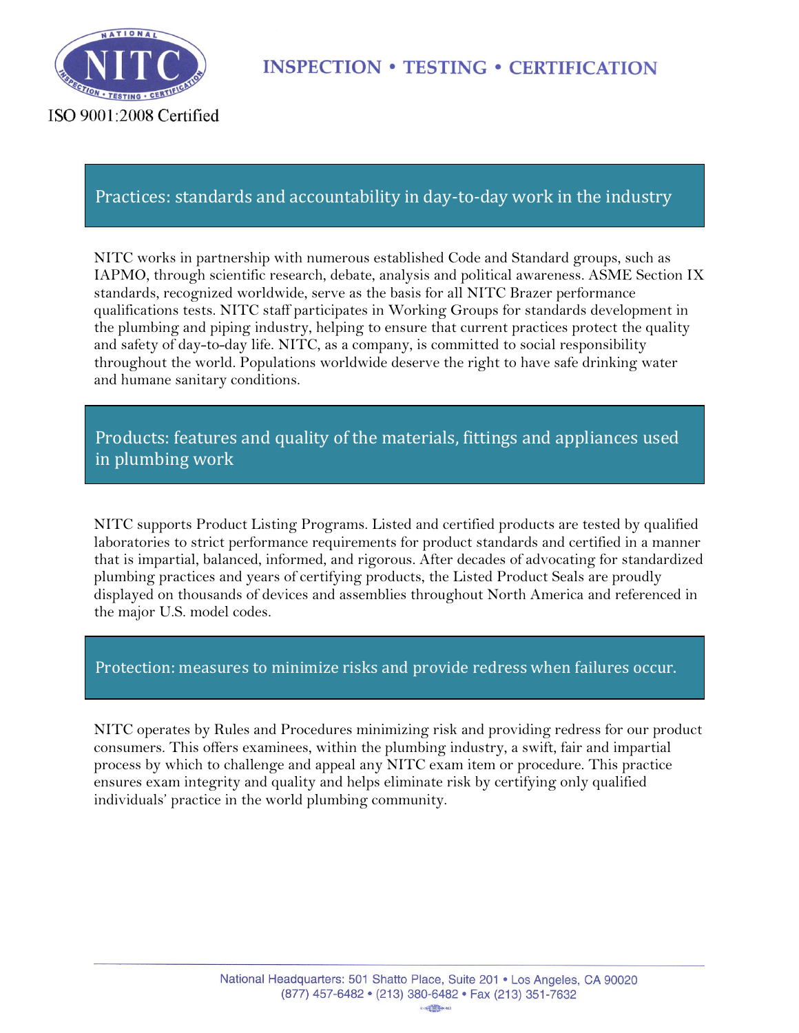ISO 9001:2008 Certified

INSPECTION • TESTING • CERTIFICATION

## Practices: standards and accountability in day-to-day work in the industry

NITC works in partnership with numerous established Code and Standard groups, such as IAPMO, through scientific research, debate, analysis and political awareness. ASME Section IX standards, recognized worldwide, serve as the basis for all NITC Brazer performance qualifications tests. NITC staff participates in Working Groups for standards development in the plumbing and piping industry, helping to ensure that current practices protect the quality and safety of day-to-day life. NITC, as a company, is committed to social responsibility throughout the world. Populations worldwide deserve the right to have safe drinking water and humane sanitary conditions.

## Products: features and quality of the materials, fittings and appliances used in plumbing work

NITC supports Product Listing Programs. Listed and certified products are tested by qualified laboratories to strict performance requirements for product standards and certified in a manner that is impartial, balanced, informed, and rigorous. After decades of advocating for standardized plumbing practices and years of certifying products, the Listed Product Seals are proudly displayed on thousands of devices and assemblies throughout North America and referenced in the major U.S. model codes.

## Protection: measures to minimize risks and provide redress when failures occur.

NITC operates by Rules and Procedures minimizing risk and providing redress for our product consumers. This offers examinees, within the plumbing industry, a swift, fair and impartial process by which to challenge and appeal any NITC exam item or procedure. This practice ensures exam integrity and quality and helps eliminate risk by certifying only qualified individuals' practice in the world plumbing community.

National Headquarters: 501 Shatto Place, Suite 201 • Los Angeles, CA 90020
(877) 457-6482 • (213) 380-6482 • Fax (213) 351-7632